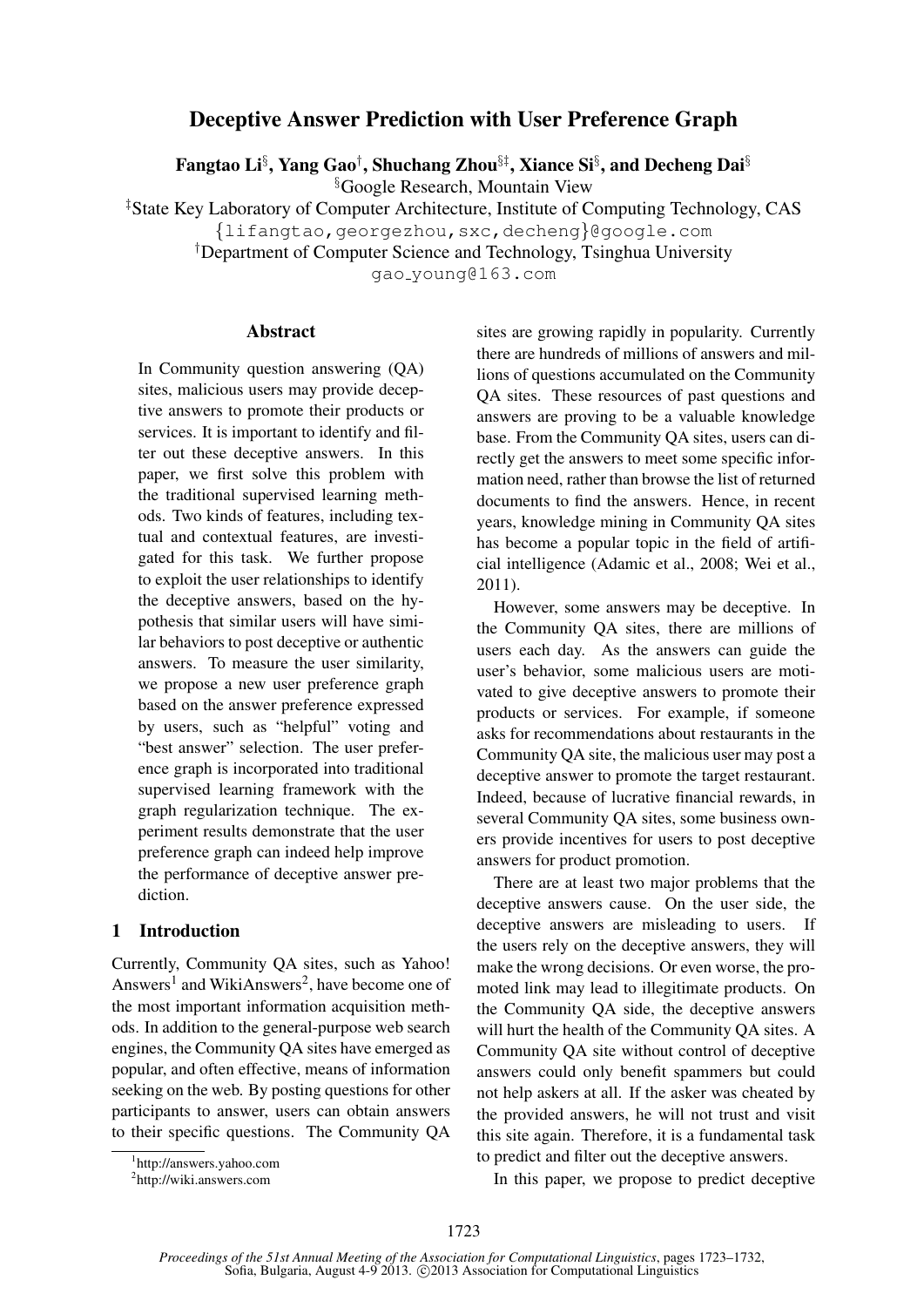# Deceptive Answer Prediction with User Preference Graph

**Fangtao Li[§], Yang Gao[†], Shuchang Zhou[§‡], Xiance Si[§], and Decheng Dai[§]**

[§]Google Research, Mountain View

[‡]State Key Laboratory of Computer Architecture, Institute of Computing Technology, CAS

{lifangtao,georgezhou,sxc,decheng}@google.com

[†]Department of Computer Science and Technology, Tsinghua University

gao_young@163.com

## Abstract

In Community question answering (QA) sites, malicious users may provide deceptive answers to promote their products or services. It is important to identify and filter out these deceptive answers. In this paper, we first solve this problem with the traditional supervised learning methods. Two kinds of features, including textual and contextual features, are investigated for this task. We further propose to exploit the user relationships to identify the deceptive answers, based on the hypothesis that similar users will have similar behaviors to post deceptive or authentic answers. To measure the user similarity, we propose a new user preference graph based on the answer preference expressed by users, such as "helpful" voting and "best answer" selection. The user preference graph is incorporated into traditional supervised learning framework with the graph regularization technique. The experiment results demonstrate that the user preference graph can indeed help improve the performance of deceptive answer prediction.

## 1 Introduction

Currently, Community QA sites, such as Yahoo! Answers[1] and WikiAnswers[2], have become one of the most important information acquisition methods. In addition to the general-purpose web search engines, the Community QA sites have emerged as popular, and often effective, means of information seeking on the web. By posting questions for other participants to answer, users can obtain answers to their specific questions. The Community QA sites are growing rapidly in popularity. Currently there are hundreds of millions of answers and millions of questions accumulated on the Community QA sites. These resources of past questions and answers are proving to be a valuable knowledge base. From the Community QA sites, users can directly get the answers to meet some specific information need, rather than browse the list of returned documents to find the answers. Hence, in recent years, knowledge mining in Community QA sites has become a popular topic in the field of artificial intelligence (Adamic et al., 2008; Wei et al., 2011).

However, some answers may be deceptive. In the Community QA sites, there are millions of users each day. As the answers can guide the user's behavior, some malicious users are motivated to give deceptive answers to promote their products or services. For example, if someone asks for recommendations about restaurants in the Community QA site, the malicious user may post a deceptive answer to promote the target restaurant. Indeed, because of lucrative financial rewards, in several Community QA sites, some business owners provide incentives for users to post deceptive answers for product promotion.

There are at least two major problems that the deceptive answers cause. On the user side, the deceptive answers are misleading to users. If the users rely on the deceptive answers, they will make the wrong decisions. Or even worse, the promoted link may lead to illegitimate products. On the Community QA side, the deceptive answers will hurt the health of the Community QA sites. A Community QA site without control of deceptive answers could only benefit spammers but could not help askers at all. If the asker was cheated by the provided answers, he will not trust and visit this site again. Therefore, it is a fundamental task to predict and filter out the deceptive answers.

In this paper, we propose to predict deceptive

[1] http://answers.yahoo.com

[2] http://wiki.answers.com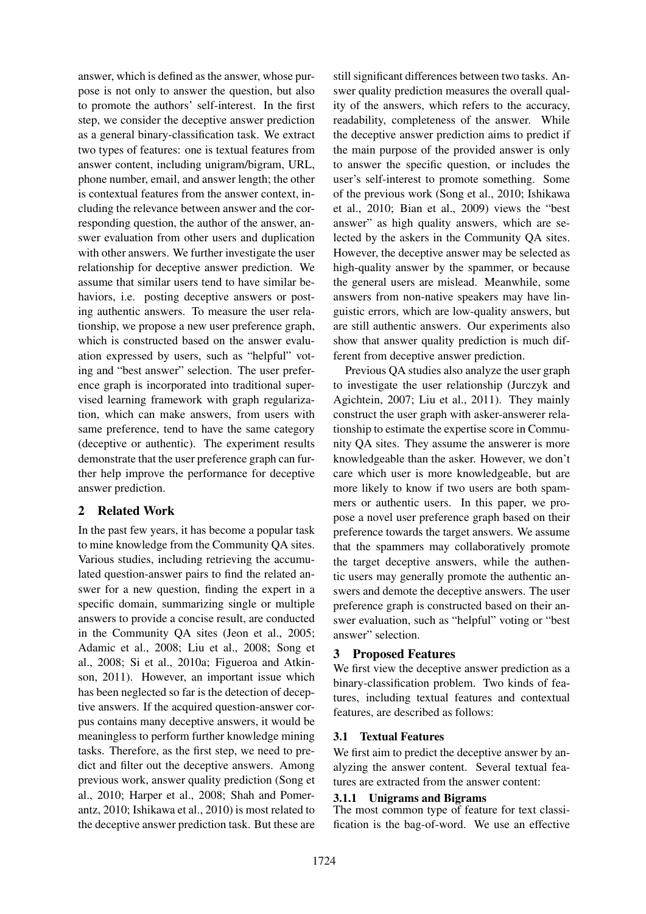answer, which is defined as the answer, whose purpose is not only to answer the question, but also to promote the authors' self-interest. In the first step, we consider the deceptive answer prediction as a general binary-classification task. We extract two types of features: one is textual features from answer content, including unigram/bigram, URL, phone number, email, and answer length; the other is contextual features from the answer context, including the relevance between answer and the corresponding question, the author of the answer, answer evaluation from other users and duplication with other answers. We further investigate the user relationship for deceptive answer prediction. We assume that similar users tend to have similar behaviors, i.e. posting deceptive answers or posting authentic answers. To measure the user relationship, we propose a new user preference graph, which is constructed based on the answer evaluation expressed by users, such as "helpful" voting and "best answer" selection. The user preference graph is incorporated into traditional supervised learning framework with graph regularization, which can make answers, from users with same preference, tend to have the same category (deceptive or authentic). The experiment results demonstrate that the user preference graph can further help improve the performance for deceptive answer prediction.

## 2 Related Work

In the past few years, it has become a popular task to mine knowledge from the Community QA sites. Various studies, including retrieving the accumulated question-answer pairs to find the related answer for a new question, finding the expert in a specific domain, summarizing single or multiple answers to provide a concise result, are conducted in the Community QA sites (Jeon et al., 2005; Adamic et al., 2008; Liu et al., 2008; Song et al., 2008; Si et al., 2010a; Figueroa and Atkinson, 2011). However, an important issue which has been neglected so far is the detection of deceptive answers. If the acquired question-answer corpus contains many deceptive answers, it would be meaningless to perform further knowledge mining tasks. Therefore, as the first step, we need to predict and filter out the deceptive answers. Among previous work, answer quality prediction (Song et al., 2010; Harper et al., 2008; Shah and Pomerantz, 2010; Ishikawa et al., 2010) is most related to the deceptive answer prediction task. But these are still significant differences between two tasks. Answer quality prediction measures the overall quality of the answers, which refers to the accuracy, readability, completeness of the answer. While the deceptive answer prediction aims to predict if the main purpose of the provided answer is only to answer the specific question, or includes the user's self-interest to promote something. Some of the previous work (Song et al., 2010; Ishikawa et al., 2010; Bian et al., 2009) views the "best answer" as high quality answers, which are selected by the askers in the Community QA sites. However, the deceptive answer may be selected as high-quality answer by the spammer, or because the general users are mislead. Meanwhile, some answers from non-native speakers may have linguistic errors, which are low-quality answers, but are still authentic answers. Our experiments also show that answer quality prediction is much different from deceptive answer prediction.

Previous QA studies also analyze the user graph to investigate the user relationship (Jurczyk and Agichtein, 2007; Liu et al., 2011). They mainly construct the user graph with asker-answerer relationship to estimate the expertise score in Community QA sites. They assume the answerer is more knowledgeable than the asker. However, we don't care which user is more knowledgeable, but are more likely to know if two users are both spammers or authentic users. In this paper, we propose a novel user preference graph based on their preference towards the target answers. We assume that the spammers may collaboratively promote the target deceptive answers, while the authentic users may generally promote the authentic answers and demote the deceptive answers. The user preference graph is constructed based on their answer evaluation, such as "helpful" voting or "best answer" selection.

## 3 Proposed Features

We first view the deceptive answer prediction as a binary-classification problem. Two kinds of features, including textual features and contextual features, are described as follows:

### 3.1 Textual Features

We first aim to predict the deceptive answer by analyzing the answer content. Several textual features are extracted from the answer content:

#### 3.1.1 Unigrams and Bigrams

The most common type of feature for text classification is the bag-of-word. We use an effective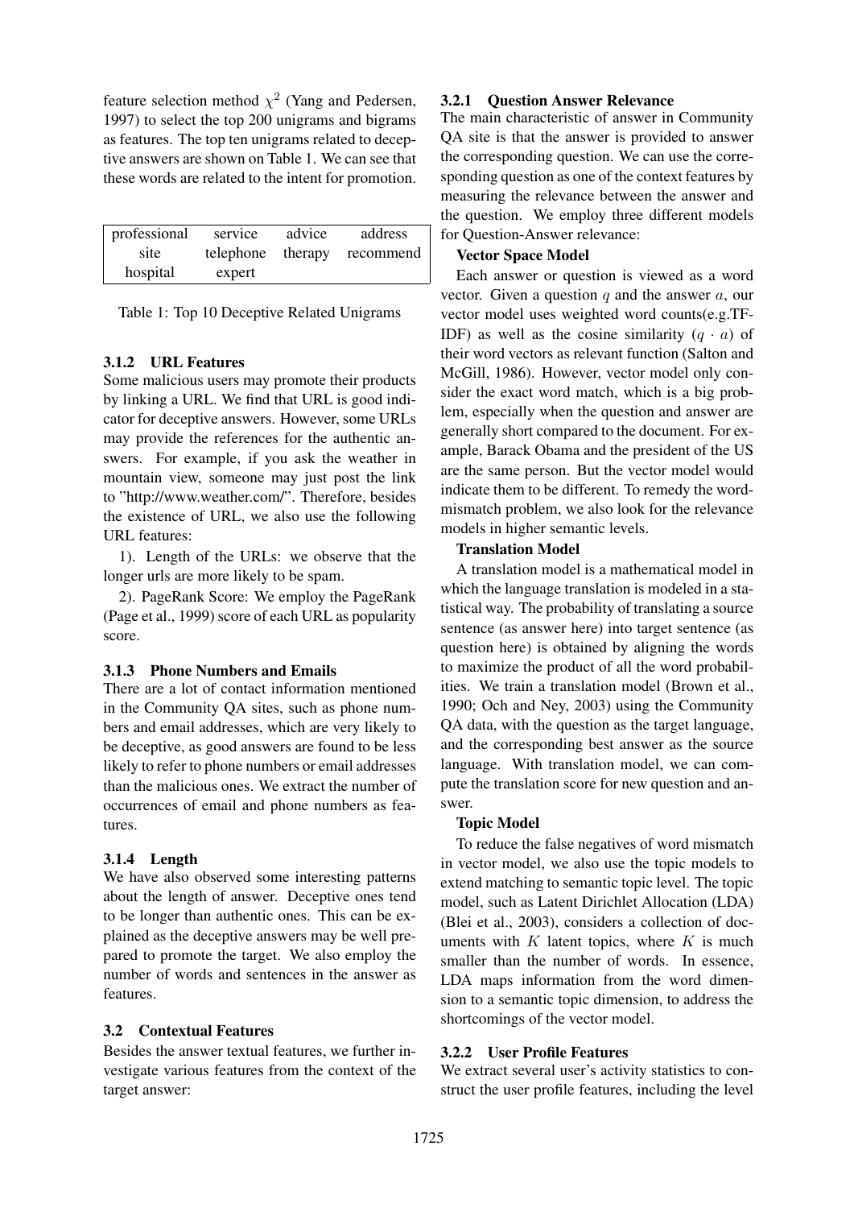feature selection method $\chi^2$ (Yang and Pedersen, 1997) to select the top 200 unigrams and bigrams as features. The top ten unigrams related to deceptive answers are shown on Table 1. We can see that these words are related to the intent for promotion.

| | | | |
|---|---|---|---|
| professional | service | advice | address |
| site | telephone | therapy | recommend |
| hospital | expert | | |

Table 1: Top 10 Deceptive Related Unigrams

### 3.1.2 URL Features

Some malicious users may promote their products by linking a URL. We find that URL is good indicator for deceptive answers. However, some URLs may provide the references for the authentic answers. For example, if you ask the weather in mountain view, someone may just post the link to "http://www.weather.com/". Therefore, besides the existence of URL, we also use the following URL features:

1). Length of the URLs: we observe that the longer urls are more likely to be spam.

2). PageRank Score: We employ the PageRank (Page et al., 1999) score of each URL as popularity score.

### 3.1.3 Phone Numbers and Emails

There are a lot of contact information mentioned in the Community QA sites, such as phone numbers and email addresses, which are very likely to be deceptive, as good answers are found to be less likely to refer to phone numbers or email addresses than the malicious ones. We extract the number of occurrences of email and phone numbers as features.

### 3.1.4 Length

We have also observed some interesting patterns about the length of answer. Deceptive ones tend to be longer than authentic ones. This can be explained as the deceptive answers may be well prepared to promote the target. We also employ the number of words and sentences in the answer as features.

## 3.2 Contextual Features

Besides the answer textual features, we further investigate various features from the context of the target answer:

### 3.2.1 Question Answer Relevance

The main characteristic of answer in Community QA site is that the answer is provided to answer the corresponding question. We can use the corresponding question as one of the context features by measuring the relevance between the answer and the question. We employ three different models for Question-Answer relevance:

**Vector Space Model**

Each answer or question is viewed as a word vector. Given a question $q$ and the answer $a$, our vector model uses weighted word counts(e.g.TF-IDF) as well as the cosine similarity $(q \cdot a)$ of their word vectors as relevant function (Salton and McGill, 1986). However, vector model only consider the exact word match, which is a big problem, especially when the question and answer are generally short compared to the document. For example, Barack Obama and the president of the US are the same person. But the vector model would indicate them to be different. To remedy the word-mismatch problem, we also look for the relevance models in higher semantic levels.

**Translation Model**

A translation model is a mathematical model in which the language translation is modeled in a statistical way. The probability of translating a source sentence (as answer here) into target sentence (as question here) is obtained by aligning the words to maximize the product of all the word probabilities. We train a translation model (Brown et al., 1990; Och and Ney, 2003) using the Community QA data, with the question as the target language, and the corresponding best answer as the source language. With translation model, we can compute the translation score for new question and answer.

**Topic Model**

To reduce the false negatives of word mismatch in vector model, we also use the topic models to extend matching to semantic topic level. The topic model, such as Latent Dirichlet Allocation (LDA) (Blei et al., 2003), considers a collection of documents with $K$ latent topics, where $K$ is much smaller than the number of words. In essence, LDA maps information from the word dimension to a semantic topic dimension, to address the shortcomings of the vector model.

### 3.2.2 User Profile Features

We extract several user's activity statistics to construct the user profile features, including the level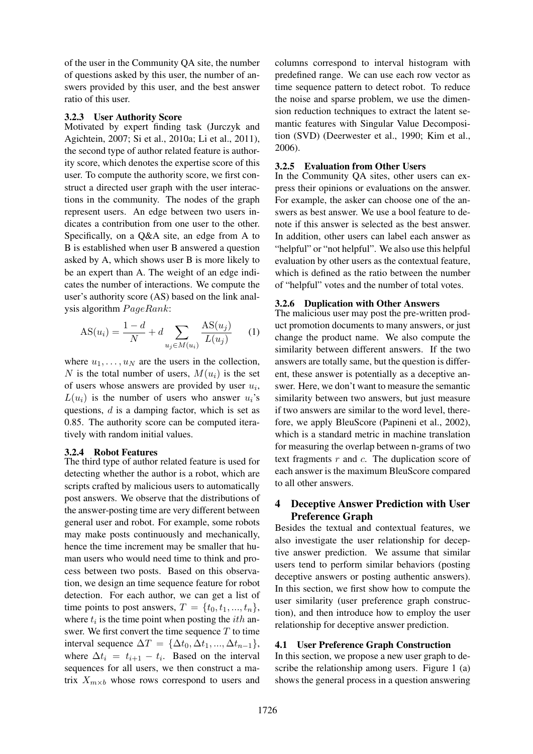of the user in the Community QA site, the number of questions asked by this user, the number of answers provided by this user, and the best answer ratio of this user.

### 3.2.3 User Authority Score

Motivated by expert finding task (Jurczyk and Agichtein, 2007; Si et al., 2010a; Li et al., 2011), the second type of author related feature is authority score, which denotes the expertise score of this user. To compute the authority score, we first construct a directed user graph with the user interactions in the community. The nodes of the graph represent users. An edge between two users indicates a contribution from one user to the other. Specifically, on a Q&A site, an edge from A to B is established when user B answered a question asked by A, which shows user B is more likely to be an expert than A. The weight of an edge indicates the number of interactions. We compute the user's authority score (AS) based on the link analysis algorithm $PageRank$:

$$\text{AS}(u_i) = \frac{1-d}{N} + d \sum_{u_j \in M(u_i)} \frac{\text{AS}(u_j)}{L(u_j)} \quad (1)$$

where $u_1, \ldots, u_N$ are the users in the collection, $N$ is the total number of users, $M(u_i)$ is the set of users whose answers are provided by user $u_i$, $L(u_i)$ is the number of users who answer $u_i$'s questions, $d$ is a damping factor, which is set as 0.85. The authority score can be computed iteratively with random initial values.

### 3.2.4 Robot Features

The third type of author related feature is used for detecting whether the author is a robot, which are scripts crafted by malicious users to automatically post answers. We observe that the distributions of the answer-posting time are very different between general user and robot. For example, some robots may make posts continuously and mechanically, hence the time increment may be smaller that human users who would need time to think and process between two posts. Based on this observation, we design an time sequence feature for robot detection. For each author, we can get a list of time points to post answers, $T = \{t_0, t_1, ..., t_n\}$, where $t_i$ is the time point when posting the $ith$ answer. We first convert the time sequence $T$ to time interval sequence $\Delta T = \{\Delta t_0, \Delta t_1, ..., \Delta t_{n-1}\}$, where $\Delta t_i = t_{i+1} - t_i$. Based on the interval sequences for all users, we then construct a matrix $X_{m \times b}$ whose rows correspond to users and columns correspond to interval histogram with predefined range. We can use each row vector as time sequence pattern to detect robot. To reduce the noise and sparse problem, we use the dimension reduction techniques to extract the latent semantic features with Singular Value Decomposition (SVD) (Deerwester et al., 1990; Kim et al., 2006).

### 3.2.5 Evaluation from Other Users

In the Community QA sites, other users can express their opinions or evaluations on the answer. For example, the asker can choose one of the answers as best answer. We use a bool feature to denote if this answer is selected as the best answer. In addition, other users can label each answer as "helpful" or "not helpful". We also use this helpful evaluation by other users as the contextual feature, which is defined as the ratio between the number of "helpful" votes and the number of total votes.

### 3.2.6 Duplication with Other Answers

The malicious user may post the pre-written product promotion documents to many answers, or just change the product name. We also compute the similarity between different answers. If the two answers are totally same, but the question is different, these answer is potentially as a deceptive answer. Here, we don't want to measure the semantic similarity between two answers, but just measure if two answers are similar to the word level, therefore, we apply BleuScore (Papineni et al., 2002), which is a standard metric in machine translation for measuring the overlap between n-grams of two text fragments $r$ and $c$. The duplication score of each answer is the maximum BleuScore compared to all other answers.

## 4 Deceptive Answer Prediction with User Preference Graph

Besides the textual and contextual features, we also investigate the user relationship for deceptive answer prediction. We assume that similar users tend to perform similar behaviors (posting deceptive answers or posting authentic answers). In this section, we first show how to compute the user similarity (user preference graph construction), and then introduce how to employ the user relationship for deceptive answer prediction.

### 4.1 User Preference Graph Construction

In this section, we propose a new user graph to describe the relationship among users. Figure 1 (a) shows the general process in a question answering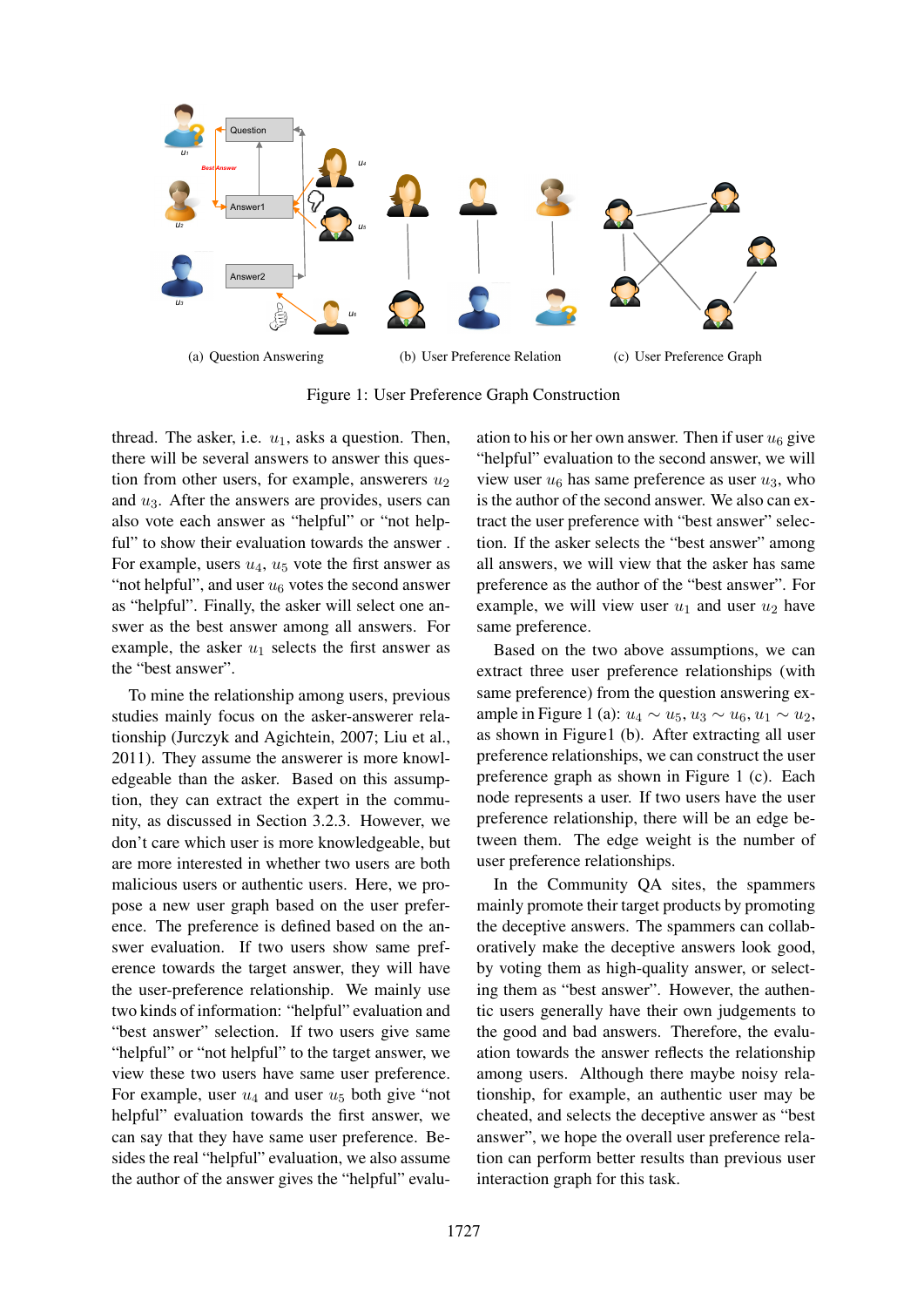(a) Question Answering (b) User Preference Relation (c) User Preference Graph

Figure 1: User Preference Graph Construction

thread. The asker, i.e. $u_1$, asks a question. Then, there will be several answers to answer this question from other users, for example, answerers $u_2$ and $u_3$. After the answers are provides, users can also vote each answer as "helpful" or "not helpful" to show their evaluation towards the answer. For example, users $u_4$, $u_5$ vote the first answer as "not helpful", and user $u_6$ votes the second answer as "helpful". Finally, the asker will select one answer as the best answer among all answers. For example, the asker $u_1$ selects the first answer as the "best answer".

To mine the relationship among users, previous studies mainly focus on the asker-answerer relationship (Jurczyk and Agichtein, 2007; Liu et al., 2011). They assume the answerer is more knowledgeable than the asker. Based on this assumption, they can extract the expert in the community, as discussed in Section 3.2.3. However, we don't care which user is more knowledgeable, but are more interested in whether two users are both malicious users or authentic users. Here, we propose a new user graph based on the user preference. The preference is defined based on the answer evaluation. If two users show same preference towards the target answer, they will have the user-preference relationship. We mainly use two kinds of information: "helpful" evaluation and "best answer" selection. If two users give same "helpful" or "not helpful" to the target answer, we view these two users have same user preference. For example, user $u_4$ and user $u_5$ both give "not helpful" evaluation towards the first answer, we can say that they have same user preference. Besides the real "helpful" evaluation, we also assume the author of the answer gives the "helpful" evaluation to his or her own answer. Then if user $u_6$ give "helpful" evaluation to the second answer, we will view user $u_6$ has same preference as user $u_3$, who is the author of the second answer. We also can extract the user preference with "best answer" selection. If the asker selects the "best answer" among all answers, we will view that the asker has same preference as the author of the "best answer". For example, we will view user $u_1$ and user $u_2$ have same preference.

Based on the two above assumptions, we can extract three user preference relationships (with same preference) from the question answering example in Figure 1 (a): $u_4 \sim u_5$, $u_3 \sim u_6$, $u_1 \sim u_2$, as shown in Figure1 (b). After extracting all user preference relationships, we can construct the user preference graph as shown in Figure 1 (c). Each node represents a user. If two users have the user preference relationship, there will be an edge between them. The edge weight is the number of user preference relationships.

In the Community QA sites, the spammers mainly promote their target products by promoting the deceptive answers. The spammers can collaboratively make the deceptive answers look good, by voting them as high-quality answer, or selecting them as "best answer". However, the authentic users generally have their own judgements to the good and bad answers. Therefore, the evaluation towards the answer reflects the relationship among users. Although there maybe noisy relationship, for example, an authentic user may be cheated, and selects the deceptive answer as "best answer", we hope the overall user preference relation can perform better results than previous user interaction graph for this task.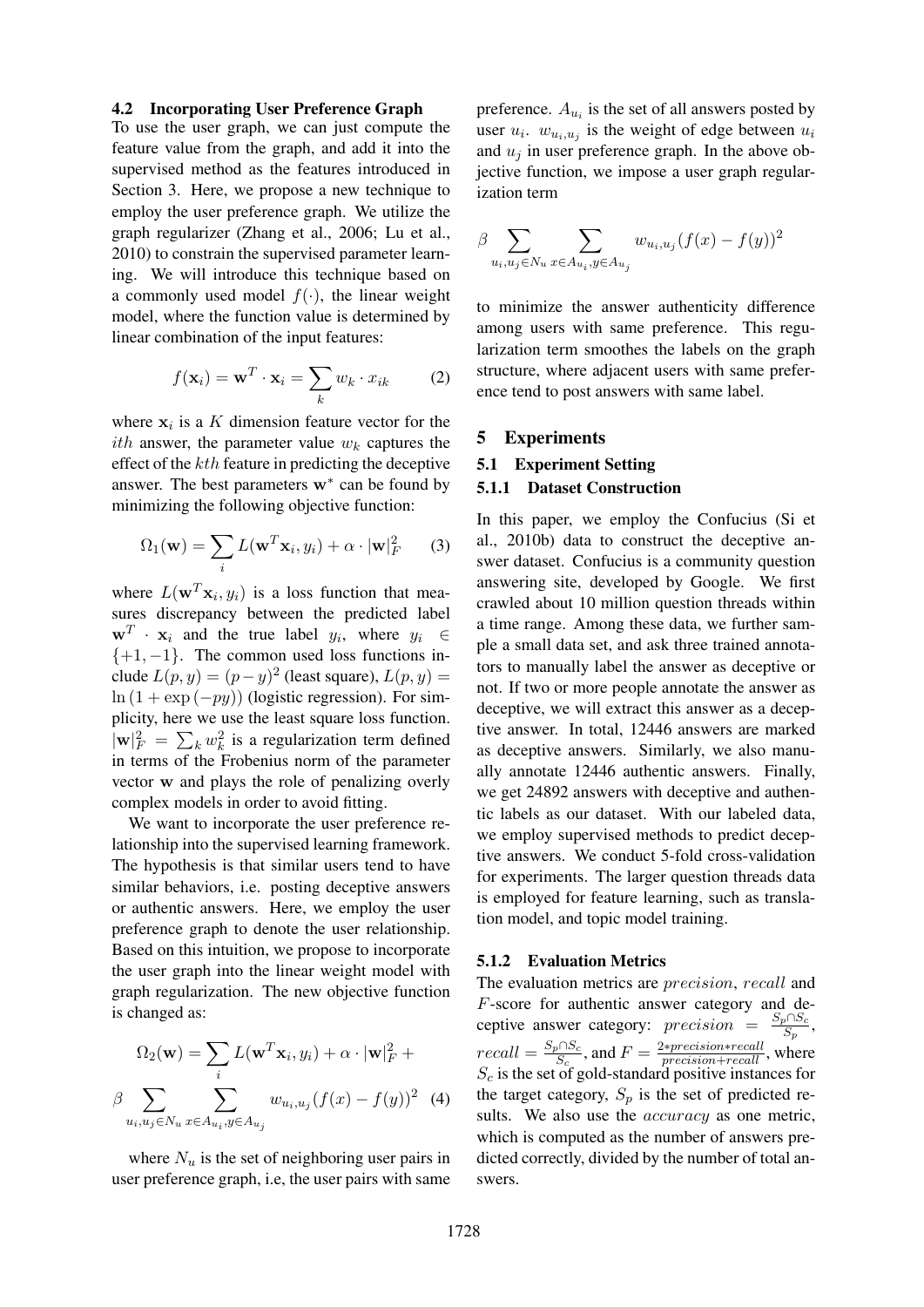### 4.2 Incorporating User Preference Graph

To use the user graph, we can just compute the feature value from the graph, and add it into the supervised method as the features introduced in Section 3. Here, we propose a new technique to employ the user preference graph. We utilize the graph regularizer (Zhang et al., 2006; Lu et al., 2010) to constrain the supervised parameter learning. We will introduce this technique based on a commonly used model $f(\cdot)$, the linear weight model, where the function value is determined by linear combination of the input features:

$$f(\mathbf{x}_i) = \mathbf{w}^T \cdot \mathbf{x}_i = \sum_k w_k \cdot x_{ik} \quad (2)$$

where $\mathbf{x}_i$ is a $K$ dimension feature vector for the $ith$ answer, the parameter value $w_k$ captures the effect of the $kth$ feature in predicting the deceptive answer. The best parameters $\mathbf{w}^*$ can be found by minimizing the following objective function:

$$\Omega_1(\mathbf{w}) = \sum_i L(\mathbf{w}^T \mathbf{x}_i, y_i) + \alpha \cdot |\mathbf{w}|_F^2 \quad (3)$$

where $L(\mathbf{w}^T \mathbf{x}_i, y_i)$ is a loss function that measures discrepancy between the predicted label $\mathbf{w}^T \cdot \mathbf{x}_i$ and the true label $y_i$, where $y_i \in \{+1, -1\}$. The common used loss functions include $L(p, y) = (p - y)^2$ (least square), $L(p, y) = \ln(1 + \exp(-py))$ (logistic regression). For simplicity, here we use the least square loss function. $|\mathbf{w}|_F^2 = \sum_k w_k^2$ is a regularization term defined in terms of the Frobenius norm of the parameter vector $\mathbf{w}$ and plays the role of penalizing overly complex models in order to avoid fitting.

We want to incorporate the user preference relationship into the supervised learning framework. The hypothesis is that similar users tend to have similar behaviors, i.e. posting deceptive answers or authentic answers. Here, we employ the user preference graph to denote the user relationship. Based on this intuition, we propose to incorporate the user graph into the linear weight model with graph regularization. The new objective function is changed as:

$$\Omega_2(\mathbf{w}) = \sum_i L(\mathbf{w}^T \mathbf{x}_i, y_i) + \alpha \cdot |\mathbf{w}|_F^2 + \beta \sum_{u_i, u_j \in N_u} \sum_{x \in A_{u_i}, y \in A_{u_j}} w_{u_i, u_j} (f(x) - f(y))^2 \quad (4)$$

where $N_u$ is the set of neighboring user pairs in user preference graph, i.e, the user pairs with same preference. $A_{u_i}$ is the set of all answers posted by user $u_i$. $w_{u_i, u_j}$ is the weight of edge between $u_i$ and $u_j$ in user preference graph. In the above objective function, we impose a user graph regularization term

$$\beta \sum_{u_i, u_j \in N_u} \sum_{x \in A_{u_i}, y \in A_{u_j}} w_{u_i, u_j} (f(x) - f(y))^2$$

to minimize the answer authenticity difference among users with same preference. This regularization term smoothes the labels on the graph structure, where adjacent users with same preference tend to post answers with same label.

## 5 Experiments

### 5.1 Experiment Setting

#### 5.1.1 Dataset Construction

In this paper, we employ the Confucius (Si et al., 2010b) data to construct the deceptive answer dataset. Confucius is a community question answering site, developed by Google. We first crawled about 10 million question threads within a time range. Among these data, we further sample a small data set, and ask three trained annotators to manually label the answer as deceptive or not. If two or more people annotate the answer as deceptive, we will extract this answer as a deceptive answer. In total, 12446 answers are marked as deceptive answers. Similarly, we also manually annotate 12446 authentic answers. Finally, we get 24892 answers with deceptive and authentic labels as our dataset. With our labeled data, we employ supervised methods to predict deceptive answers. We conduct 5-fold cross-validation for experiments. The larger question threads data is employed for feature learning, such as translation model, and topic model training.

#### 5.1.2 Evaluation Metrics

The evaluation metrics are $precision$, $recall$ and $F$-score for authentic answer category and deceptive answer category: $precision = \frac{S_p \cap S_c}{S_p}$, $recall = \frac{S_p \cap S_c}{S_c}$, and $F = \frac{2 * precision * recall}{precision + recall}$, where $S_c$ is the set of gold-standard positive instances for the target category, $S_p$ is the set of predicted results. We also use the $accuracy$ as one metric, which is computed as the number of answers predicted correctly, divided by the number of total answers.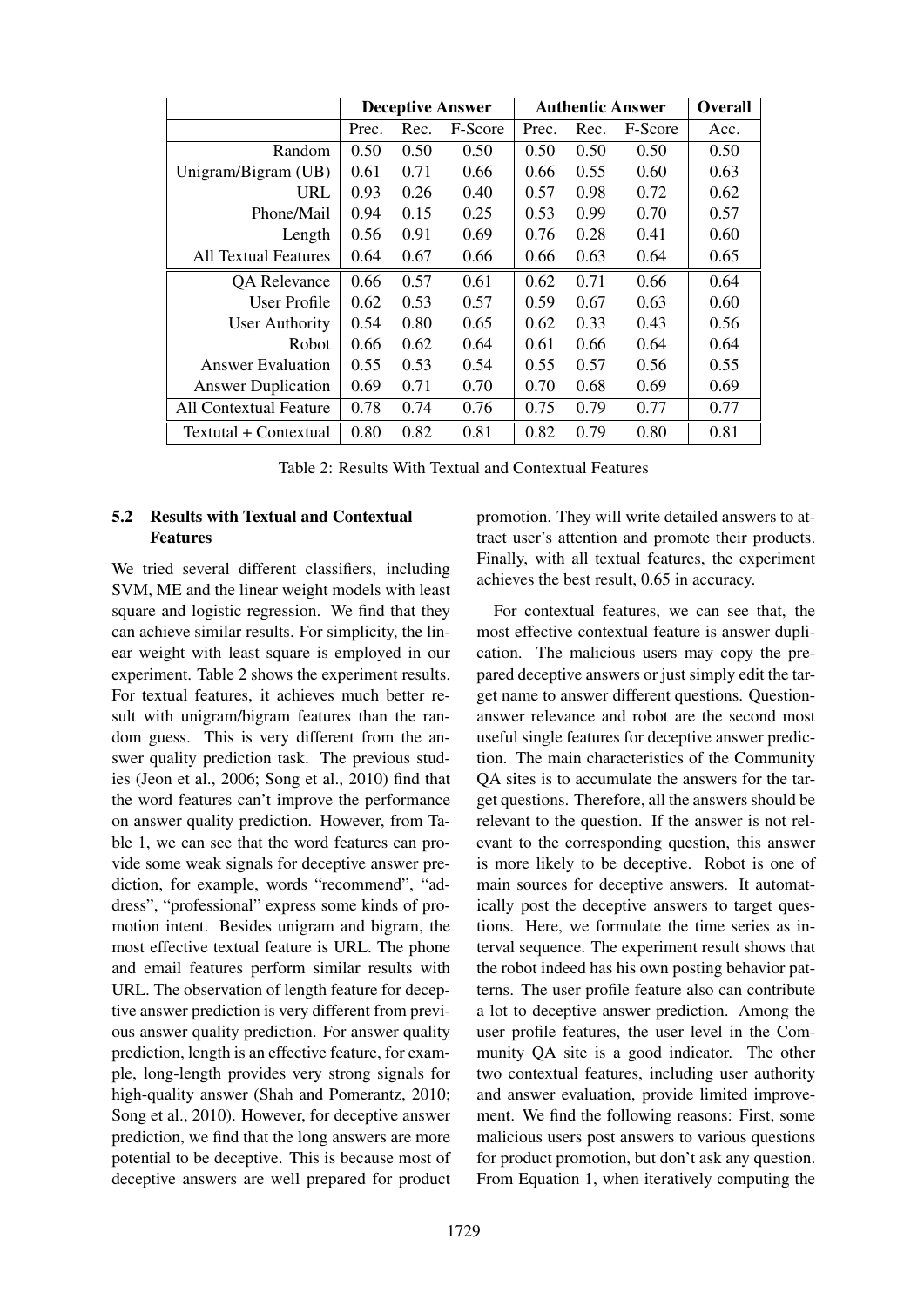| | Deceptive Answer | | | Authentic Answer | | | Overall |
|---|---|---|---|---|---|---|---|
| | Prec. | Rec. | F-Score | Prec. | Rec. | F-Score | Acc. |
| Random | 0.50 | 0.50 | 0.50 | 0.50 | 0.50 | 0.50 | 0.50 |
| Unigram/Bigram (UB) | 0.61 | 0.71 | 0.66 | 0.66 | 0.55 | 0.60 | 0.63 |
| URL | 0.93 | 0.26 | 0.40 | 0.57 | 0.98 | 0.72 | 0.62 |
| Phone/Mail | 0.94 | 0.15 | 0.25 | 0.53 | 0.99 | 0.70 | 0.57 |
| Length | 0.56 | 0.91 | 0.69 | 0.76 | 0.28 | 0.41 | 0.60 |
| All Textual Features | 0.64 | 0.67 | 0.66 | 0.66 | 0.63 | 0.64 | 0.65 |
| QA Relevance | 0.66 | 0.57 | 0.61 | 0.62 | 0.71 | 0.66 | 0.64 |
| User Profile | 0.62 | 0.53 | 0.57 | 0.59 | 0.67 | 0.63 | 0.60 |
| User Authority | 0.54 | 0.80 | 0.65 | 0.62 | 0.33 | 0.43 | 0.56 |
| Robot | 0.66 | 0.62 | 0.64 | 0.61 | 0.66 | 0.64 | 0.64 |
| Answer Evaluation | 0.55 | 0.53 | 0.54 | 0.55 | 0.57 | 0.56 | 0.55 |
| Answer Duplication | 0.69 | 0.71 | 0.70 | 0.70 | 0.68 | 0.69 | 0.69 |
| All Contextual Feature | 0.78 | 0.74 | 0.76 | 0.75 | 0.79 | 0.77 | 0.77 |
| Textutal + Contextual | 0.80 | 0.82 | 0.81 | 0.82 | 0.79 | 0.80 | 0.81 |

Table 2: Results With Textual and Contextual Features

### 5.2 Results with Textual and Contextual Features

We tried several different classifiers, including SVM, ME and the linear weight models with least square and logistic regression. We find that they can achieve similar results. For simplicity, the linear weight with least square is employed in our experiment. Table 2 shows the experiment results. For textual features, it achieves much better result with unigram/bigram features than the random guess. This is very different from the answer quality prediction task. The previous studies (Jeon et al., 2006; Song et al., 2010) find that the word features can't improve the performance on answer quality prediction. However, from Table 1, we can see that the word features can provide some weak signals for deceptive answer prediction, for example, words "recommend", "address", "professional" express some kinds of promotion intent. Besides unigram and bigram, the most effective textual feature is URL. The phone and email features perform similar results with URL. The observation of length feature for deceptive answer prediction is very different from previous answer quality prediction. For answer quality prediction, length is an effective feature, for example, long-length provides very strong signals for high-quality answer (Shah and Pomerantz, 2010; Song et al., 2010). However, for deceptive answer prediction, we find that the long answers are more potential to be deceptive. This is because most of deceptive answers are well prepared for product promotion. They will write detailed answers to attract user's attention and promote their products. Finally, with all textual features, the experiment achieves the best result, 0.65 in accuracy.

For contextual features, we can see that, the most effective contextual feature is answer duplication. The malicious users may copy the prepared deceptive answers or just simply edit the target name to answer different questions. Question-answer relevance and robot are the second most useful single features for deceptive answer prediction. The main characteristics of the Community QA sites is to accumulate the answers for the target questions. Therefore, all the answers should be relevant to the question. If the answer is not relevant to the corresponding question, this answer is more likely to be deceptive. Robot is one of main sources for deceptive answers. It automatically post the deceptive answers to target questions. Here, we formulate the time series as interval sequence. The experiment result shows that the robot indeed has his own posting behavior patterns. The user profile feature also can contribute a lot to deceptive answer prediction. Among the user profile features, the user level in the Community QA site is a good indicator. The other two contextual features, including user authority and answer evaluation, provide limited improvement. We find the following reasons: First, some malicious users post answers to various questions for product promotion, but don't ask any question. From Equation 1, when iteratively computing the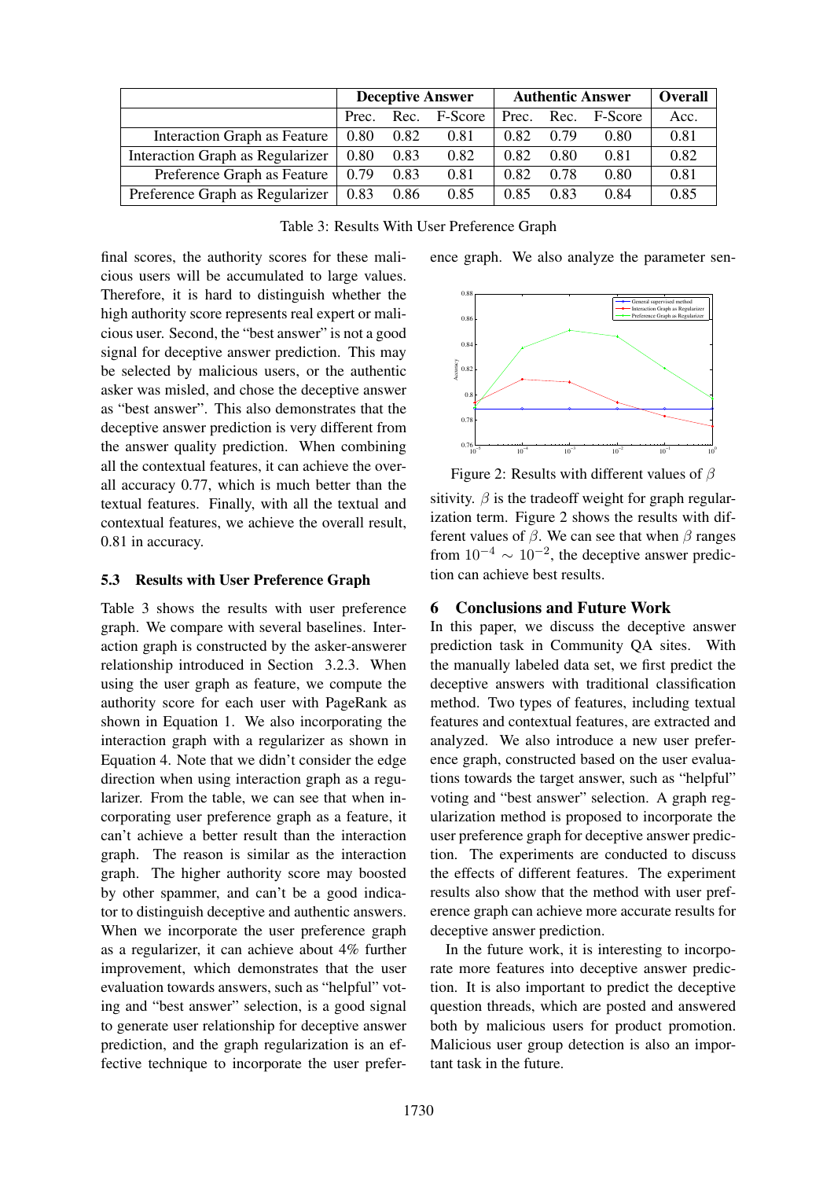|  | Deceptive Answer |  |  | Authentic Answer |  |  | Overall |
|---|---|---|---|---|---|---|---|
|  | Prec. | Rec. | F-Score | Prec. | Rec. | F-Score | Acc. |
| Interaction Graph as Feature | 0.80 | 0.82 | 0.81 | 0.82 | 0.79 | 0.80 | 0.81 |
| Interaction Graph as Regularizer | 0.80 | 0.83 | 0.82 | 0.82 | 0.80 | 0.81 | 0.82 |
| Preference Graph as Feature | 0.79 | 0.83 | 0.81 | 0.82 | 0.78 | 0.80 | 0.81 |
| Preference Graph as Regularizer | 0.83 | 0.86 | 0.85 | 0.85 | 0.83 | 0.84 | 0.85 |

Table 3: Results With User Preference Graph

final scores, the authority scores for these malicious users will be accumulated to large values. Therefore, it is hard to distinguish whether the high authority score represents real expert or malicious user. Second, the "best answer" is not a good signal for deceptive answer prediction. This may be selected by malicious users, or the authentic asker was misled, and chose the deceptive answer as "best answer". This also demonstrates that the deceptive answer prediction is very different from the answer quality prediction. When combining all the contextual features, it can achieve the overall accuracy 0.77, which is much better than the textual features. Finally, with all the textual and contextual features, we achieve the overall result, 0.81 in accuracy.

### 5.3 Results with User Preference Graph

Table 3 shows the results with user preference graph. We compare with several baselines. Interaction graph is constructed by the asker-answerer relationship introduced in Section 3.2.3. When using the user graph as feature, we compute the authority score for each user with PageRank as shown in Equation 1. We also incorporating the interaction graph with a regularizer as shown in Equation 4. Note that we didn't consider the edge direction when using interaction graph as a regularizer. From the table, we can see that when incorporating user preference graph as a feature, it can't achieve a better result than the interaction graph. The reason is similar as the interaction graph. The higher authority score may boosted by other spammer, and can't be a good indicator to distinguish deceptive and authentic answers. When we incorporate the user preference graph as a regularizer, it can achieve about 4% further improvement, which demonstrates that the user evaluation towards answers, such as "helpful" voting and "best answer" selection, is a good signal to generate user relationship for deceptive answer prediction, and the graph regularization is an effective technique to incorporate the user preference graph. We also analyze the parameter sensitivity. $\beta$ is the tradeoff weight for graph regularization term. Figure 2 shows the results with different values of $\beta$. We can see that when $\beta$ ranges from $10^{-4} \sim 10^{-2}$, the deceptive answer prediction can achieve best results.

Figure 2: Results with different values of $\beta$

## 6 Conclusions and Future Work

In this paper, we discuss the deceptive answer prediction task in Community QA sites. With the manually labeled data set, we first predict the deceptive answers with traditional classification method. Two types of features, including textual features and contextual features, are extracted and analyzed. We also introduce a new user preference graph, constructed based on the user evaluations towards the target answer, such as "helpful" voting and "best answer" selection. A graph regularization method is proposed to incorporate the user preference graph for deceptive answer prediction. The experiments are conducted to discuss the effects of different features. The experiment results also show that the method with user preference graph can achieve more accurate results for deceptive answer prediction.

In the future work, it is interesting to incorporate more features into deceptive answer prediction. It is also important to predict the deceptive question threads, which are posted and answered both by malicious users for product promotion. Malicious user group detection is also an important task in the future.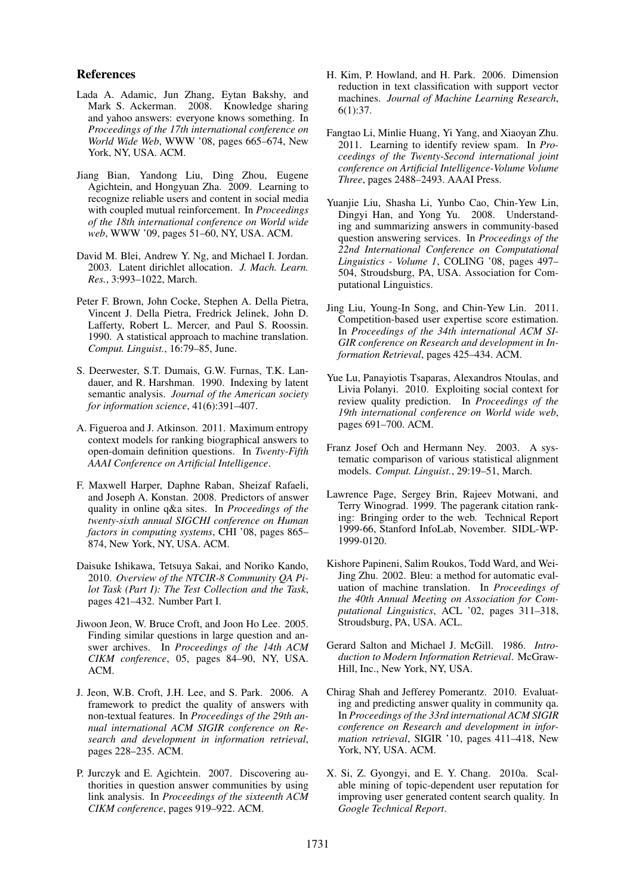## References

Lada A. Adamic, Jun Zhang, Eytan Bakshy, and Mark S. Ackerman. 2008. Knowledge sharing and yahoo answers: everyone knows something. In *Proceedings of the 17th international conference on World Wide Web*, WWW '08, pages 665–674, New York, NY, USA. ACM.

Jiang Bian, Yandong Liu, Ding Zhou, Eugene Agichtein, and Hongyuan Zha. 2009. Learning to recognize reliable users and content in social media with coupled mutual reinforcement. In *Proceedings of the 18th international conference on World wide web*, WWW '09, pages 51–60, NY, USA. ACM.

David M. Blei, Andrew Y. Ng, and Michael I. Jordan. 2003. Latent dirichlet allocation. *J. Mach. Learn. Res.*, 3:993–1022, March.

Peter F. Brown, John Cocke, Stephen A. Della Pietra, Vincent J. Della Pietra, Fredrick Jelinek, John D. Lafferty, Robert L. Mercer, and Paul S. Roossin. 1990. A statistical approach to machine translation. *Comput. Linguist.*, 16:79–85, June.

S. Deerwester, S.T. Dumais, G.W. Furnas, T.K. Landauer, and R. Harshman. 1990. Indexing by latent semantic analysis. *Journal of the American society for information science*, 41(6):391–407.

A. Figueroa and J. Atkinson. 2011. Maximum entropy context models for ranking biographical answers to open-domain definition questions. In *Twenty-Fifth AAAI Conference on Artificial Intelligence*.

F. Maxwell Harper, Daphne Raban, Sheizaf Rafaeli, and Joseph A. Konstan. 2008. Predictors of answer quality in online q&a sites. In *Proceedings of the twenty-sixth annual SIGCHI conference on Human factors in computing systems*, CHI '08, pages 865–874, New York, NY, USA. ACM.

Daisuke Ishikawa, Tetsuya Sakai, and Noriko Kando, 2010. *Overview of the NTCIR-8 Community QA Pilot Task (Part I): The Test Collection and the Task*, pages 421–432. Number Part I.

Jiwoon Jeon, W. Bruce Croft, and Joon Ho Lee. 2005. Finding similar questions in large question and answer archives. In *Proceedings of the 14th ACM CIKM conference*, 05, pages 84–90, NY, USA. ACM.

J. Jeon, W.B. Croft, J.H. Lee, and S. Park. 2006. A framework to predict the quality of answers with non-textual features. In *Proceedings of the 29th annual international ACM SIGIR conference on Research and development in information retrieval*, pages 228–235. ACM.

P. Jurczyk and E. Agichtein. 2007. Discovering authorities in question answer communities by using link analysis. In *Proceedings of the sixteenth ACM CIKM conference*, pages 919–922. ACM.

H. Kim, P. Howland, and H. Park. 2006. Dimension reduction in text classification with support vector machines. *Journal of Machine Learning Research*, 6(1):37.

Fangtao Li, Minlie Huang, Yi Yang, and Xiaoyan Zhu. 2011. Learning to identify review spam. In *Proceedings of the Twenty-Second international joint conference on Artificial Intelligence-Volume Volume Three*, pages 2488–2493. AAAI Press.

Yuanjie Liu, Shasha Li, Yunbo Cao, Chin-Yew Lin, Dingyi Han, and Yong Yu. 2008. Understanding and summarizing answers in community-based question answering services. In *Proceedings of the 22nd International Conference on Computational Linguistics - Volume 1*, COLING '08, pages 497–504, Stroudsburg, PA, USA. Association for Computational Linguistics.

Jing Liu, Young-In Song, and Chin-Yew Lin. 2011. Competition-based user expertise score estimation. In *Proceedings of the 34th international ACM SIGIR conference on Research and development in Information Retrieval*, pages 425–434. ACM.

Yue Lu, Panayiotis Tsaparas, Alexandros Ntoulas, and Livia Polanyi. 2010. Exploiting social context for review quality prediction. In *Proceedings of the 19th international conference on World wide web*, pages 691–700. ACM.

Franz Josef Och and Hermann Ney. 2003. A systematic comparison of various statistical alignment models. *Comput. Linguist.*, 29:19–51, March.

Lawrence Page, Sergey Brin, Rajeev Motwani, and Terry Winograd. 1999. The pagerank citation ranking: Bringing order to the web. Technical Report 1999-66, Stanford InfoLab, November. SIDL-WP-1999-0120.

Kishore Papineni, Salim Roukos, Todd Ward, and Wei-Jing Zhu. 2002. Bleu: a method for automatic evaluation of machine translation. In *Proceedings of the 40th Annual Meeting on Association for Computational Linguistics*, ACL '02, pages 311–318, Stroudsburg, PA, USA. ACL.

Gerard Salton and Michael J. McGill. 1986. *Introduction to Modern Information Retrieval*. McGraw-Hill, Inc., New York, NY, USA.

Chirag Shah and Jefferey Pomerantz. 2010. Evaluating and predicting answer quality in community qa. In *Proceedings of the 33rd international ACM SIGIR conference on Research and development in information retrieval*, SIGIR '10, pages 411–418, New York, NY, USA. ACM.

X. Si, Z. Gyongyi, and E. Y. Chang. 2010a. Scalable mining of topic-dependent user reputation for improving user generated content search quality. In *Google Technical Report*.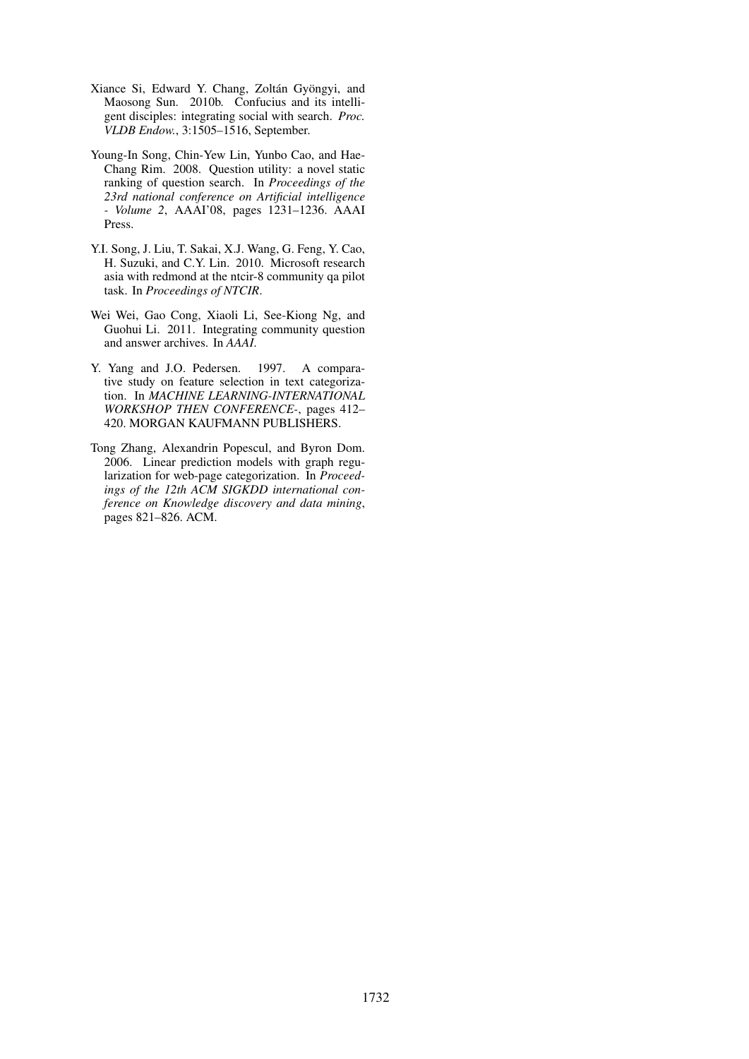Xiance Si, Edward Y. Chang, Zoltán Gyöngyi, and Maosong Sun. 2010b. Confucius and its intelligent disciples: integrating social with search. *Proc. VLDB Endow.*, 3:1505–1516, September.

Young-In Song, Chin-Yew Lin, Yunbo Cao, and Hae-Chang Rim. 2008. Question utility: a novel static ranking of question search. In *Proceedings of the 23rd national conference on Artificial intelligence - Volume 2*, AAAI'08, pages 1231–1236. AAAI Press.

Y.I. Song, J. Liu, T. Sakai, X.J. Wang, G. Feng, Y. Cao, H. Suzuki, and C.Y. Lin. 2010. Microsoft research asia with redmond at the ntcir-8 community qa pilot task. In *Proceedings of NTCIR*.

Wei Wei, Gao Cong, Xiaoli Li, See-Kiong Ng, and Guohui Li. 2011. Integrating community question and answer archives. In *AAAI*.

Y. Yang and J.O. Pedersen. 1997. A comparative study on feature selection in text categorization. In *MACHINE LEARNING-INTERNATIONAL WORKSHOP THEN CONFERENCE-*, pages 412–420. MORGAN KAUFMANN PUBLISHERS.

Tong Zhang, Alexandrin Popescul, and Byron Dom. 2006. Linear prediction models with graph regularization for web-page categorization. In *Proceedings of the 12th ACM SIGKDD international conference on Knowledge discovery and data mining*, pages 821–826. ACM.